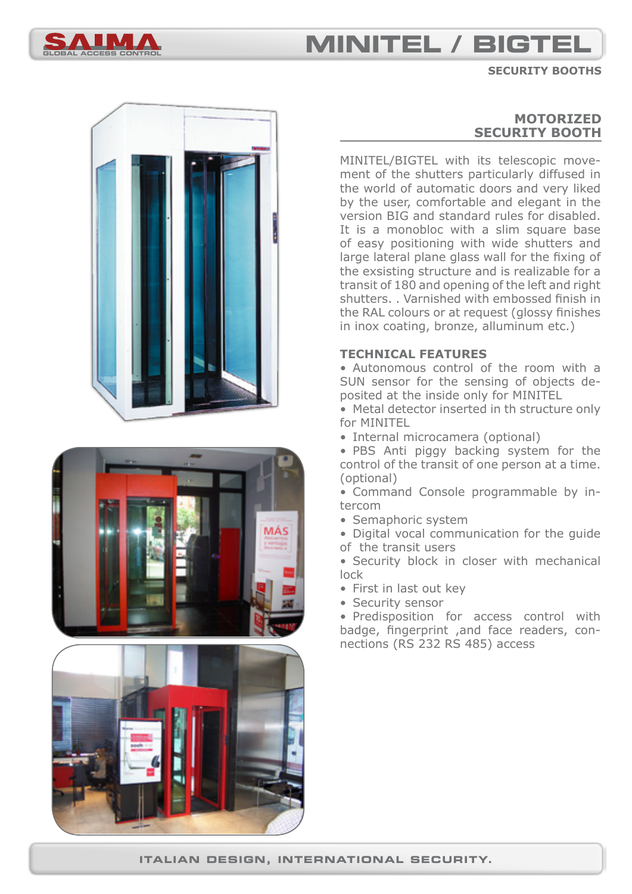# MINITEL / BIGTEL

SECURITY BOOTHS

## MOTORIZED SECURITY BOOTH

MINITEL/BIGTEL with its telescopic movement of the shutters particularly diffused in the world of automatic doors and very liked by the user, comfortable and elegant in the version BIG and standard rules for disabled. It is a monobloc with a slim square base of easy positioning with wide shutters and large lateral plane glass wall for the fixing of the exsisting structure and is realizable for a transit of 180 and opening of the left and right shutters. . Varnished with embossed finish in the RAL colours or at request (glossy finishes in inox coating, bronze, alluminum etc.)

### TECHNICAL FEATURES

- Autonomous control of the room with a SUN sensor for the sensing of objects deposited at the inside only for MINITEL
- Metal detector inserted in th structure only for MINITEL
- Internal microcamera (optional)
- PBS Anti piggy backing system for the control of the transit of one person at a time. (optional)
- Command Console programmable by intercom
- Semaphoric system
- Digital vocal communication for the guide of the transit users
- Security block in closer with mechanical lock
- First in last out key
- Security sensor
- Predisposition for access control with badge, fingerprint ,and face readers, connections (RS 232 RS 485) access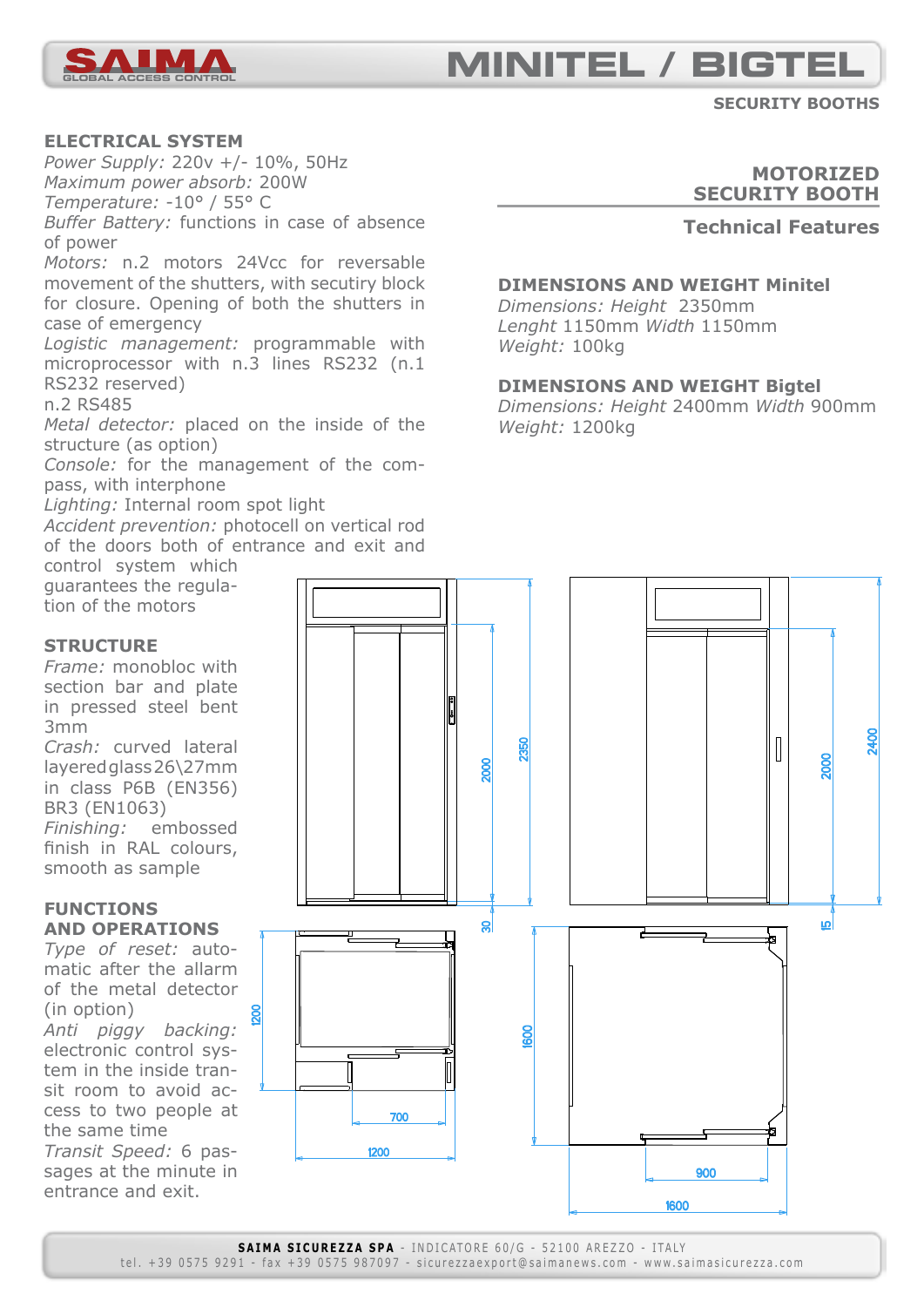# MINITEL / BIGTEL

**SECURITY BOOTHS**

## MOTORIZED SECURITY BOOTH

**Technical Features**

### ELECTRICAL SYSTEM

*Power Supply:* 220v +/- 10%, 50Hz
*Maximum power absorb:* 200W
*Temperature:* -10° / 55° C
*Buffer Battery:* functions in case of absence of power
*Motors:* n.2 motors 24Vcc for reversable movement of the shutters, with secutiry block for closure. Opening of both the shutters in case of emergency
*Logistic management:* programmable with microprocessor with n.3 lines RS232 (n.1 RS232 reserved)
n.2 RS485
*Metal detector:* placed on the inside of the structure (as option)
*Console:* for the management of the compass, with interphone
*Lighting:* Internal room spot light
*Accident prevention:* photocell on vertical rod of the doors both of entrance and exit and control system which guarantees the regulation of the motors

### STRUCTURE

*Frame:* monobloc with section bar and plate in pressed steel bent 3mm
*Crash:* curved lateral layered glass 26\27mm in class P6B (EN356) BR3 (EN1063)
*Finishing:* embossed finish in RAL colours, smooth as sample

### FUNCTIONS AND OPERATIONS

*Type of reset:* automatic after the allarm of the metal detector (in option)
*Anti piggy backing:* electronic control system in the inside transit room to avoid access to two people at the same time
*Transit Speed:* 6 passages at the minute in entrance and exit.

### DIMENSIONS AND WEIGHT Minitel

*Dimensions: Height* 2350mm
*Lenght* 1150mm *Width* 1150mm
*Weight:* 100kg

### DIMENSIONS AND WEIGHT Bigtel

*Dimensions: Height* 2400mm *Width* 900mm
*Weight:* 1200kg

2350
2000
30
1200
700
1200

2400
2000
15
1600
900
1600